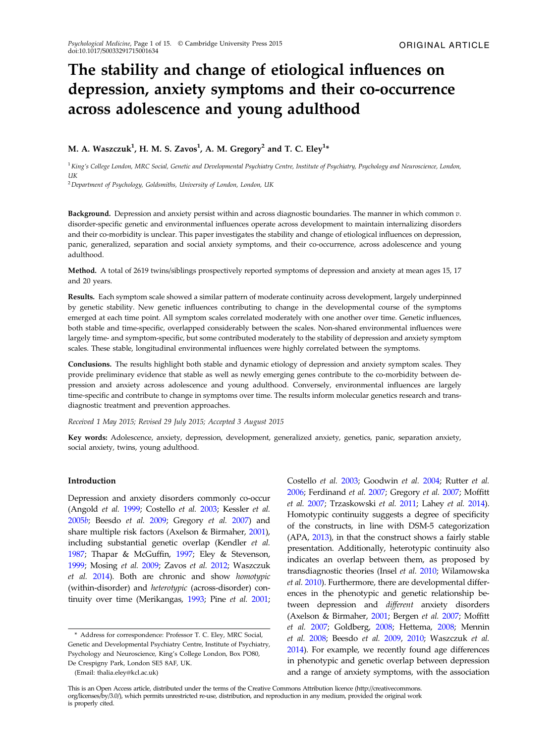ORIGINAL ARTICLE

# The stability and change of etiological influences on depression, anxiety symptoms and their co-occurrence across adolescence and young adulthood

M. A. Waszczuk[1], H. M. S. Zavos[1], A. M. Gregory[2] and T. C. Eley[1]*

[1] *King's College London, MRC Social, Genetic and Developmental Psychiatry Centre, Institute of Psychiatry, Psychology and Neuroscience, London, UK*

[2] *Department of Psychology, Goldsmiths, University of London, London, UK*

**Background.** Depression and anxiety persist within and across diagnostic boundaries. The manner in which common *v.* disorder-specific genetic and environmental influences operate across development to maintain internalizing disorders and their co-morbidity is unclear. This paper investigates the stability and change of etiological influences on depression, panic, generalized, separation and social anxiety symptoms, and their co-occurrence, across adolescence and young adulthood.

**Method.** A total of 2619 twins/siblings prospectively reported symptoms of depression and anxiety at mean ages 15, 17 and 20 years.

**Results.** Each symptom scale showed a similar pattern of moderate continuity across development, largely underpinned by genetic stability. New genetic influences contributing to change in the developmental course of the symptoms emerged at each time point. All symptom scales correlated moderately with one another over time. Genetic influences, both stable and time-specific, overlapped considerably between the scales. Non-shared environmental influences were largely time- and symptom-specific, but some contributed moderately to the stability of depression and anxiety symptom scales. These stable, longitudinal environmental influences were highly correlated between the symptoms.

**Conclusions.** The results highlight both stable and dynamic etiology of depression and anxiety symptom scales. They provide preliminary evidence that stable as well as newly emerging genes contribute to the co-morbidity between depression and anxiety across adolescence and young adulthood. Conversely, environmental influences are largely time-specific and contribute to change in symptoms over time. The results inform molecular genetics research and trans-diagnostic treatment and prevention approaches.

*Received 1 May 2015; Revised 29 July 2015; Accepted 3 August 2015*

**Key words:** Adolescence, anxiety, depression, development, generalized anxiety, genetics, panic, separation anxiety, social anxiety, twins, young adulthood.

## Introduction

Depression and anxiety disorders commonly co-occur (Angold *et al.* 1999; Costello *et al.* 2003; Kessler *et al.* 2005*b*; Beesdo *et al.* 2009; Gregory *et al.* 2007) and share multiple risk factors (Axelson & Birmaher, 2001), including substantial genetic overlap (Kendler *et al.* 1987; Thapar & McGuffin, 1997; Eley & Stevenson, 1999; Mosing *et al.* 2009; Zavos *et al.* 2012; Waszczuk *et al.* 2014). Both are chronic and show *homotypic* (within-disorder) and *heterotypic* (across-disorder) continuity over time (Merikangas, 1993; Pine *et al.* 2001; Costello *et al.* 2003; Goodwin *et al.* 2004; Rutter *et al.* 2006; Ferdinand *et al.* 2007; Gregory *et al.* 2007; Moffitt *et al.* 2007; Trzaskowski *et al.* 2011; Lahey *et al.* 2014). Homotypic continuity suggests a degree of specificity of the constructs, in line with DSM-5 categorization (APA, 2013), in that the construct shows a fairly stable presentation. Additionally, heterotypic continuity also indicates an overlap between them, as proposed by transdiagnostic theories (Insel *et al.* 2010; Wilamowska *et al.* 2010). Furthermore, there are developmental differences in the phenotypic and genetic relationship between depression and *different* anxiety disorders (Axelson & Birmaher, 2001; Bergen *et al.* 2007; Moffitt *et al.* 2007; Goldberg, 2008; Hettema, 2008; Mennin *et al.* 2008; Beesdo *et al.* 2009, 2010; Waszczuk *et al.* 2014). For example, we recently found age differences in phenotypic and genetic overlap between depression and a range of anxiety symptoms, with the association

\* Address for correspondence: Professor T. C. Eley, MRC Social, Genetic and Developmental Psychiatry Centre, Institute of Psychiatry, Psychology and Neuroscience, King's College London, Box PO80, De Crespigny Park, London SE5 8AF, UK.

(Email: thalia.eley@kcl.ac.uk)

This is an Open Access article, distributed under the terms of the Creative Commons Attribution licence (http://creativecommons.org/licenses/by/3.0/), which permits unrestricted re-use, distribution, and reproduction in any medium, provided the original work is properly cited.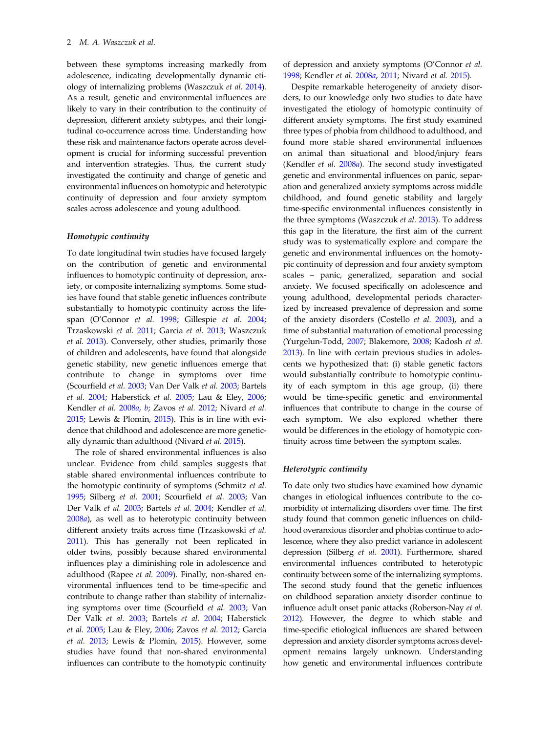between these symptoms increasing markedly from adolescence, indicating developmentally dynamic etiology of internalizing problems (Waszczuk *et al.* 2014). As a result, genetic and environmental influences are likely to vary in their contribution to the continuity of depression, different anxiety subtypes, and their longitudinal co-occurrence across time. Understanding how these risk and maintenance factors operate across development is crucial for informing successful prevention and intervention strategies. Thus, the current study investigated the continuity and change of genetic and environmental influences on homotypic and heterotypic continuity of depression and four anxiety symptom scales across adolescence and young adulthood.

### Homotypic continuity

To date longitudinal twin studies have focused largely on the contribution of genetic and environmental influences to homotypic continuity of depression, anxiety, or composite internalizing symptoms. Some studies have found that stable genetic influences contribute substantially to homotypic continuity across the lifespan (O'Connor *et al.* 1998; Gillespie *et al.* 2004; Trzaskowski *et al.* 2011; Garcia *et al.* 2013; Waszczuk *et al.* 2013). Conversely, other studies, primarily those of children and adolescents, have found that alongside genetic stability, new genetic influences emerge that contribute to change in symptoms over time (Scourfield *et al.* 2003; Van Der Valk *et al.* 2003; Bartels *et al.* 2004; Haberstick *et al.* 2005; Lau & Eley, 2006; Kendler *et al.* 2008*a*, *b*; Zavos *et al.* 2012; Nivard *et al.* 2015; Lewis & Plomin, 2015). This is in line with evidence that childhood and adolescence are more genetically dynamic than adulthood (Nivard *et al.* 2015).

The role of shared environmental influences is also unclear. Evidence from child samples suggests that stable shared environmental influences contribute to the homotypic continuity of symptoms (Schmitz *et al.* 1995; Silberg *et al.* 2001; Scourfield *et al.* 2003; Van Der Valk *et al.* 2003; Bartels *et al.* 2004; Kendler *et al.* 2008*a*), as well as to heterotypic continuity between different anxiety traits across time (Trzaskowski *et al.* 2011). This has generally not been replicated in older twins, possibly because shared environmental influences play a diminishing role in adolescence and adulthood (Rapee *et al.* 2009). Finally, non-shared environmental influences tend to be time-specific and contribute to change rather than stability of internalizing symptoms over time (Scourfield *et al.* 2003; Van Der Valk *et al.* 2003; Bartels *et al.* 2004; Haberstick *et al.* 2005; Lau & Eley, 2006; Zavos *et al.* 2012; Garcia *et al.* 2013; Lewis & Plomin, 2015). However, some studies have found that non-shared environmental influences can contribute to the homotypic continuity of depression and anxiety symptoms (O'Connor *et al.* 1998; Kendler *et al.* 2008*a*, 2011; Nivard *et al.* 2015).

Despite remarkable heterogeneity of anxiety disorders, to our knowledge only two studies to date have investigated the etiology of homotypic continuity of different anxiety symptoms. The first study examined three types of phobia from childhood to adulthood, and found more stable shared environmental influences on animal than situational and blood/injury fears (Kendler *et al.* 2008*a*). The second study investigated genetic and environmental influences on panic, separation and generalized anxiety symptoms across middle childhood, and found genetic stability and largely time-specific environmental influences consistently in the three symptoms (Waszczuk *et al.* 2013). To address this gap in the literature, the first aim of the current study was to systematically explore and compare the genetic and environmental influences on the homotypic continuity of depression and four anxiety symptom scales – panic, generalized, separation and social anxiety. We focused specifically on adolescence and young adulthood, developmental periods characterized by increased prevalence of depression and some of the anxiety disorders (Costello *et al.* 2003), and a time of substantial maturation of emotional processing (Yurgelun-Todd, 2007; Blakemore, 2008; Kadosh *et al.* 2013). In line with certain previous studies in adolescents we hypothesized that: (i) stable genetic factors would substantially contribute to homotypic continuity of each symptom in this age group, (ii) there would be time-specific genetic and environmental influences that contribute to change in the course of each symptom. We also explored whether there would be differences in the etiology of homotypic continuity across time between the symptom scales.

### Heterotypic continuity

To date only two studies have examined how dynamic changes in etiological influences contribute to the comorbidity of internalizing disorders over time. The first study found that common genetic influences on childhood overanxious disorder and phobias continue to adolescence, where they also predict variance in adolescent depression (Silberg *et al.* 2001). Furthermore, shared environmental influences contributed to heterotypic continuity between some of the internalizing symptoms. The second study found that the genetic influences on childhood separation anxiety disorder continue to influence adult onset panic attacks (Roberson-Nay *et al.* 2012). However, the degree to which stable and time-specific etiological influences are shared between depression and anxiety disorder symptoms across development remains largely unknown. Understanding how genetic and environmental influences contribute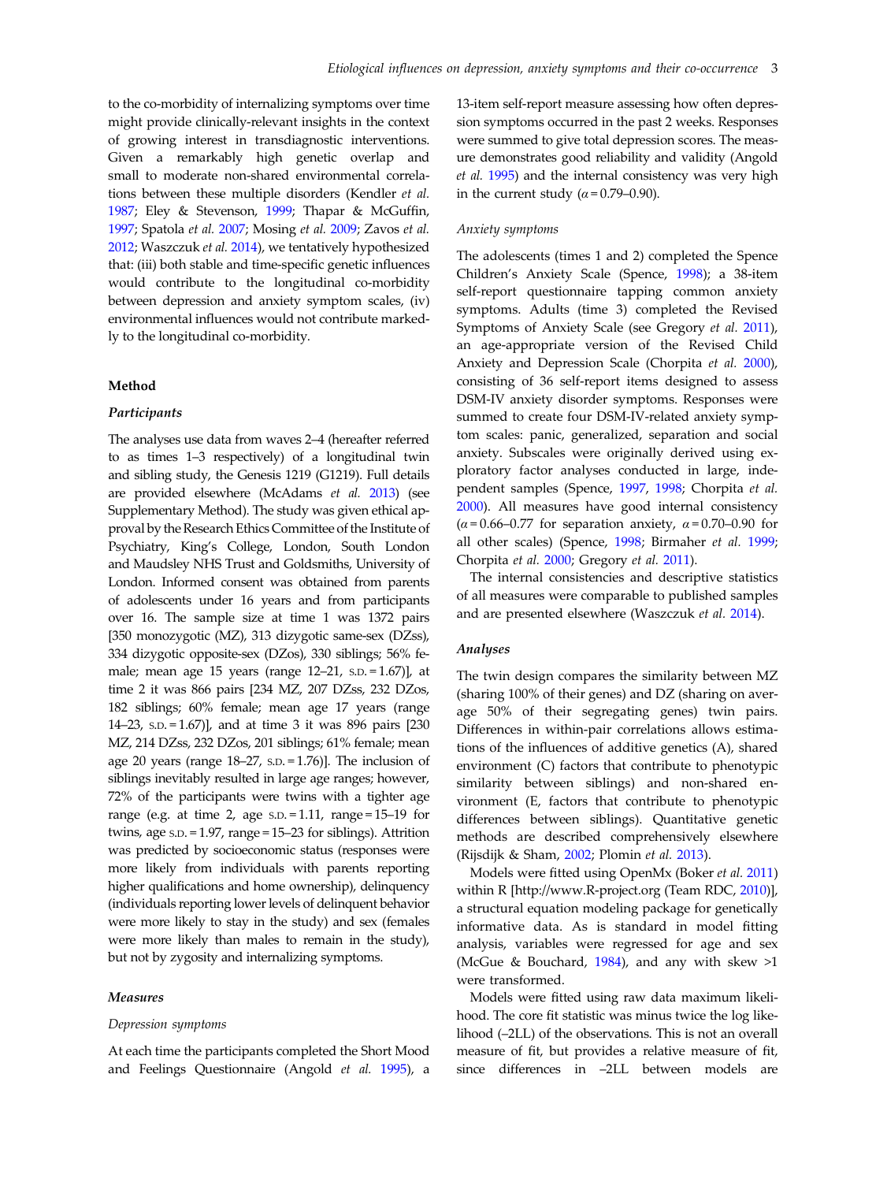to the co-morbidity of internalizing symptoms over time might provide clinically-relevant insights in the context of growing interest in transdiagnostic interventions. Given a remarkably high genetic overlap and small to moderate non-shared environmental correlations between these multiple disorders (Kendler *et al.* 1987; Eley & Stevenson, 1999; Thapar & McGuffin, 1997; Spatola *et al.* 2007; Mosing *et al.* 2009; Zavos *et al.* 2012; Waszczuk *et al.* 2014), we tentatively hypothesized that: (iii) both stable and time-specific genetic influences would contribute to the longitudinal co-morbidity between depression and anxiety symptom scales, (iv) environmental influences would not contribute markedly to the longitudinal co-morbidity.

## Method

### Participants

The analyses use data from waves 2–4 (hereafter referred to as times 1–3 respectively) of a longitudinal twin and sibling study, the Genesis 1219 (G1219). Full details are provided elsewhere (McAdams *et al.* 2013) (see Supplementary Method). The study was given ethical approval by the Research Ethics Committee of the Institute of Psychiatry, King's College, London, South London and Maudsley NHS Trust and Goldsmiths, University of London. Informed consent was obtained from parents of adolescents under 16 years and from participants over 16. The sample size at time 1 was 1372 pairs [350 monozygotic (MZ), 313 dizygotic same-sex (DZss), 334 dizygotic opposite-sex (DZos), 330 siblings; 56% female; mean age 15 years (range 12–21, S.D. = 1.67)], at time 2 it was 866 pairs [234 MZ, 207 DZss, 232 DZos, 182 siblings; 60% female; mean age 17 years (range 14–23, S.D. = 1.67)], and at time 3 it was 896 pairs [230 MZ, 214 DZss, 232 DZos, 201 siblings; 61% female; mean age 20 years (range 18–27, S.D. = 1.76)]. The inclusion of siblings inevitably resulted in large age ranges; however, 72% of the participants were twins with a tighter age range (e.g. at time 2, age S.D. = 1.11, range = 15–19 for twins, age S.D. = 1.97, range = 15–23 for siblings). Attrition was predicted by socioeconomic status (responses were more likely from individuals with parents reporting higher qualifications and home ownership), delinquency (individuals reporting lower levels of delinquent behavior were more likely to stay in the study) and sex (females were more likely than males to remain in the study), but not by zygosity and internalizing symptoms.

### Measures

#### *Depression symptoms*

At each time the participants completed the Short Mood and Feelings Questionnaire (Angold *et al.* 1995), a 13-item self-report measure assessing how often depression symptoms occurred in the past 2 weeks. Responses were summed to give total depression scores. The measure demonstrates good reliability and validity (Angold *et al.* 1995) and the internal consistency was very high in the current study ($\alpha = 0.79$–$0.90$).

#### *Anxiety symptoms*

The adolescents (times 1 and 2) completed the Spence Children's Anxiety Scale (Spence, 1998); a 38-item self-report questionnaire tapping common anxiety symptoms. Adults (time 3) completed the Revised Symptoms of Anxiety Scale (see Gregory *et al.* 2011), an age-appropriate version of the Revised Child Anxiety and Depression Scale (Chorpita *et al.* 2000), consisting of 36 self-report items designed to assess DSM-IV anxiety disorder symptoms. Responses were summed to create four DSM-IV-related anxiety symptom scales: panic, generalized, separation and social anxiety. Subscales were originally derived using exploratory factor analyses conducted in large, independent samples (Spence, 1997, 1998; Chorpita *et al.* 2000). All measures have good internal consistency ($\alpha = 0.66$–$0.77$ for separation anxiety, $\alpha = 0.70$–$0.90$ for all other scales) (Spence, 1998; Birmaher *et al.* 1999; Chorpita *et al.* 2000; Gregory *et al.* 2011).

The internal consistencies and descriptive statistics of all measures were comparable to published samples and are presented elsewhere (Waszczuk *et al.* 2014).

### Analyses

The twin design compares the similarity between MZ (sharing 100% of their genes) and DZ (sharing on average 50% of their segregating genes) twin pairs. Differences in within-pair correlations allows estimations of the influences of additive genetics (A), shared environment (C factors that contribute to phenotypic similarity between siblings) and non-shared environment (E, factors that contribute to phenotypic differences between siblings). Quantitative genetic methods are described comprehensively elsewhere (Rijsdijk & Sham, 2002; Plomin *et al.* 2013).

Models were fitted using OpenMx (Boker *et al.* 2011) within R [http://www.R-project.org (Team RDC, 2010)], a structural equation modeling package for genetically informative data. As is standard in model fitting analysis, variables were regressed for age and sex (McGue & Bouchard, 1984), and any with skew >1 were transformed.

Models were fitted using raw data maximum likelihood. The core fit statistic was minus twice the log likelihood (–2LL) of the observations. This is not an overall measure of fit, but provides a relative measure of fit, since differences in –2LL between models are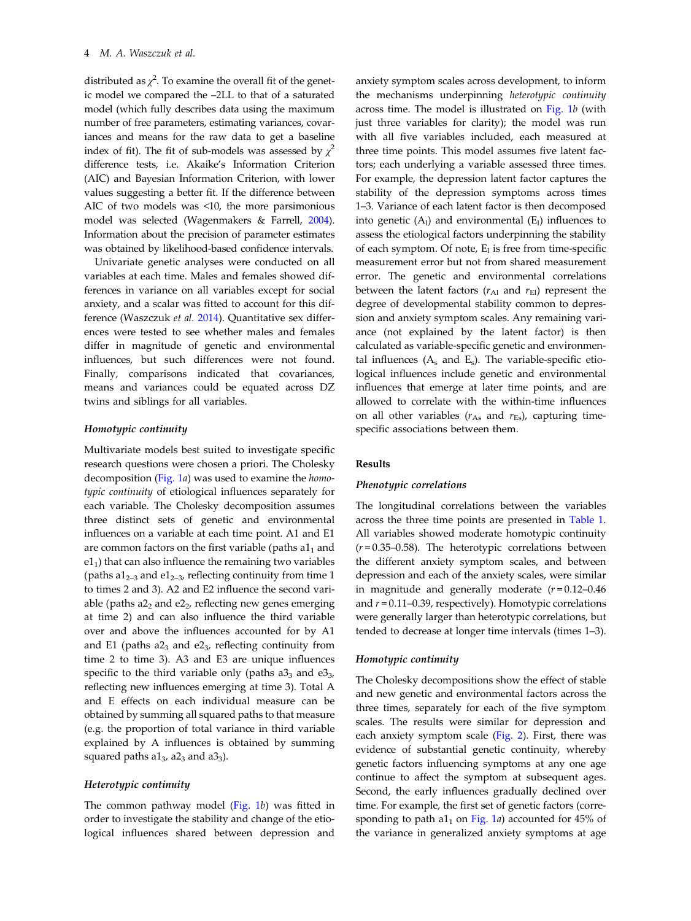distributed as $\chi^2$. To examine the overall fit of the genetic model we compared the –2LL to that of a saturated model (which fully describes data using the maximum number of free parameters, estimating variances, covariances and means for the raw data to get a baseline index of fit). The fit of sub-models was assessed by $\chi^2$ difference tests, i.e. Akaike's Information Criterion (AIC) and Bayesian Information Criterion, with lower values suggesting a better fit. If the difference between AIC of two models was <10, the more parsimonious model was selected (Wagenmakers & Farrell, 2004). Information about the precision of parameter estimates was obtained by likelihood-based confidence intervals.

Univariate genetic analyses were conducted on all variables at each time. Males and females showed differences in variance on all variables except for social anxiety, and a scalar was fitted to account for this difference (Waszczuk *et al.* 2014). Quantitative sex differences were tested to see whether males and females differ in magnitude of genetic and environmental influences, but such differences were not found. Finally, comparisons indicated that covariances, means and variances could be equated across DZ twins and siblings for all variables.

### *Homotypic continuity*

Multivariate models best suited to investigate specific research questions were chosen a priori. The Cholesky decomposition (Fig. 1*a*) was used to examine the *homotypic continuity* of etiological influences separately for each variable. The Cholesky decomposition assumes three distinct sets of genetic and environmental influences on a variable at each time point. A1 and E1 are common factors on the first variable (paths $a1_1$ and $e1_1$) that can also influence the remaining two variables (paths $a1_{2-3}$ and $e1_{2-3}$, reflecting continuity from time 1 to times 2 and 3). A2 and E2 influence the second variable (paths $a2_2$ and $e2_2$, reflecting new genes emerging at time 2) and can also influence the third variable over and above the influences accounted for by A1 and E1 (paths $a2_3$ and $e2_3$, reflecting continuity from time 2 to time 3). A3 and E3 are unique influences specific to the third variable only (paths $a3_3$ and $e3_3$, reflecting new influences emerging at time 3). Total A and E effects on each individual measure can be obtained by summing all squared paths to that measure (e.g. the proportion of total variance in third variable explained by A influences is obtained by summing squared paths $a1_3$, $a2_3$ and $a3_3$).

### *Heterotypic continuity*

The common pathway model (Fig. 1*b*) was fitted in order to investigate the stability and change of the etiological influences shared between depression and anxiety symptom scales across development, to inform the mechanisms underpinning *heterotypic continuity* across time. The model is illustrated on Fig. 1*b* (with just three variables for clarity); the model was run with all five variables included, each measured at three time points. This model assumes five latent factors; each underlying a variable assessed three times. For example, the depression latent factor captures the stability of the depression symptoms across times 1–3. Variance of each latent factor is then decomposed into genetic ($A_l$) and environmental ($E_l$) influences to assess the etiological factors underpinning the stability of each symptom. Of note, $E_l$ is free from time-specific measurement error but not from shared measurement error. The genetic and environmental correlations between the latent factors ($r_{Al}$ and $r_{El}$) represent the degree of developmental stability common to depression and anxiety symptom scales. Any remaining variance (not explained by the latent factor) is then calculated as variable-specific genetic and environmental influences ($A_s$ and $E_s$). The variable-specific etiological influences include genetic and environmental influences that emerge at later time points, and are allowed to correlate with the within-time influences on all other variables ($r_{As}$ and $r_{Es}$), capturing time-specific associations between them.

## Results

### *Phenotypic correlations*

The longitudinal correlations between the variables across the three time points are presented in Table 1. All variables showed moderate homotypic continuity ($r = 0.35$–$0.58$). The heterotypic correlations between the different anxiety symptom scales, and between depression and each of the anxiety scales, were similar in magnitude and generally moderate ($r = 0.12$–$0.46$ and $r = 0.11$–$0.39$, respectively). Homotypic correlations were generally larger than heterotypic correlations, but tended to decrease at longer time intervals (times 1–3).

### *Homotypic continuity*

The Cholesky decompositions show the effect of stable and new genetic and environmental factors across the three times, separately for each of the five symptom scales. The results were similar for depression and each anxiety symptom scale (Fig. 2). First, there was evidence of substantial genetic continuity, whereby genetic factors influencing symptoms at any one age continue to affect the symptom at subsequent ages. Second, the early influences gradually declined over time. For example, the first set of genetic factors (corresponding to path $a1_1$ on Fig. 1*a*) accounted for 45% of the variance in generalized anxiety symptoms at age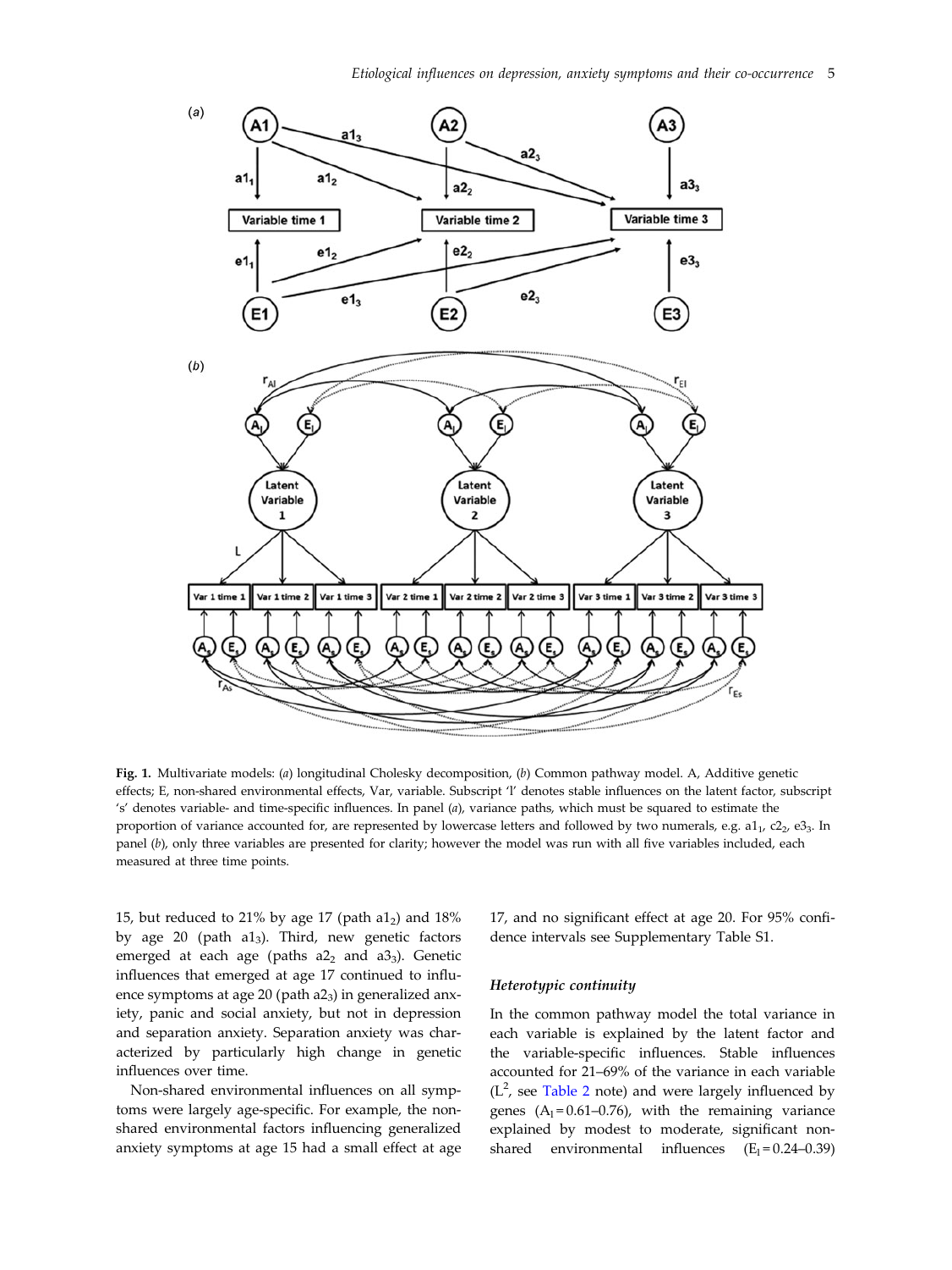**Fig. 1.** Multivariate models: (*a*) longitudinal Cholesky decomposition, (*b*) Common pathway model. A, Additive genetic effects; E, non-shared environmental effects, Var, variable. Subscript 'l' denotes stable influences on the latent factor, subscript 's' denotes variable- and time-specific influences. In panel (*a*), variance paths, which must be squared to estimate the proportion of variance accounted for, are represented by lowercase letters and followed by two numerals, e.g. $a1_1$, $c2_2$, $e3_3$. In panel (*b*), only three variables are presented for clarity; however the model was run with all five variables included, each measured at three time points.

15, but reduced to 21% by age 17 (path $a1_2$) and 18% by age 20 (path $a1_3$). Third, new genetic factors emerged at each age (paths $a2_2$ and $a3_3$). Genetic influences that emerged at age 17 continued to influence symptoms at age 20 (path $a2_3$) in generalized anxiety, panic and social anxiety, but not in depression and separation anxiety. Separation anxiety was characterized by particularly high change in genetic influences over time.

Non-shared environmental influences on all symptoms were largely age-specific. For example, the non-shared environmental factors influencing generalized anxiety symptoms at age 15 had a small effect at age 17, and no significant effect at age 20. For 95% confidence intervals see Supplementary Table S1.

### *Heterotypic continuity*

In the common pathway model the total variance in each variable is explained by the latent factor and the variable-specific influences. Stable influences accounted for 21–69% of the variance in each variable ($L^2$, see Table 2 note) and were largely influenced by genes ($A_l = 0.61–0.76$), with the remaining variance explained by modest to moderate, significant non-shared environmental influences ($E_l = 0.24–0.39$)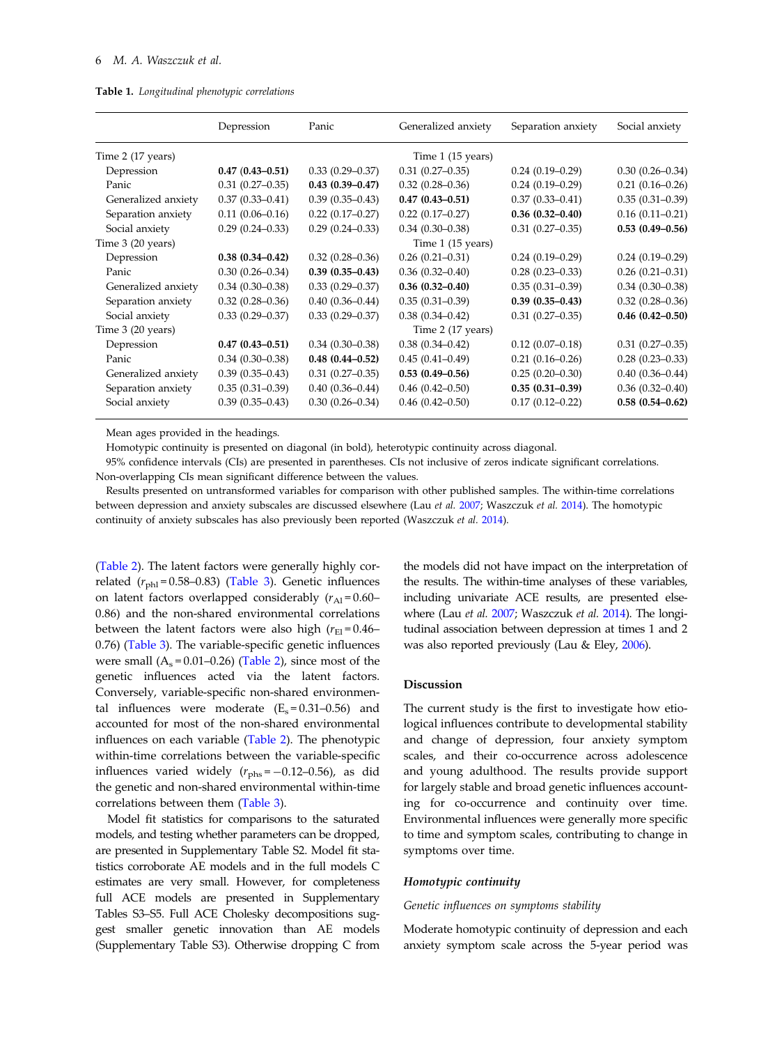**Table 1.** *Longitudinal phenotypic correlations*

| | Depression | Panic | Generalized anxiety | Separation anxiety | Social anxiety |
|---|---|---|---|---|---|
| Time 2 (17 years) | | | Time 1 (15 years) | | |
| Depression | **0.47 (0.43–0.51)** | 0.33 (0.29–0.37) | 0.31 (0.27–0.35) | 0.24 (0.19–0.29) | 0.30 (0.26–0.34) |
| Panic | 0.31 (0.27–0.35) | **0.43 (0.39–0.47)** | 0.32 (0.28–0.36) | 0.24 (0.19–0.29) | 0.21 (0.16–0.26) |
| Generalized anxiety | 0.37 (0.33–0.41) | 0.39 (0.35–0.43) | **0.47 (0.43–0.51)** | 0.37 (0.33–0.41) | 0.35 (0.31–0.39) |
| Separation anxiety | 0.11 (0.06–0.16) | 0.22 (0.17–0.27) | 0.22 (0.17–0.27) | **0.36 (0.32–0.40)** | 0.16 (0.11–0.21) |
| Social anxiety | 0.29 (0.24–0.33) | 0.29 (0.24–0.33) | 0.34 (0.30–0.38) | 0.31 (0.27–0.35) | **0.53 (0.49–0.56)** |
| Time 3 (20 years) | | | Time 1 (15 years) | | |
| Depression | **0.38 (0.34–0.42)** | 0.32 (0.28–0.36) | 0.26 (0.21–0.31) | 0.24 (0.19–0.29) | 0.24 (0.19–0.29) |
| Panic | 0.30 (0.26–0.34) | **0.39 (0.35–0.43)** | 0.36 (0.32–0.40) | 0.28 (0.23–0.33) | 0.26 (0.21–0.31) |
| Generalized anxiety | 0.34 (0.30–0.38) | 0.33 (0.29–0.37) | **0.36 (0.32–0.40)** | 0.35 (0.31–0.39) | 0.34 (0.30–0.38) |
| Separation anxiety | 0.32 (0.28–0.36) | 0.40 (0.36–0.44) | 0.35 (0.31–0.39) | **0.39 (0.35–0.43)** | 0.32 (0.28–0.36) |
| Social anxiety | 0.33 (0.29–0.37) | 0.33 (0.29–0.37) | 0.38 (0.34–0.42) | 0.31 (0.27–0.35) | **0.46 (0.42–0.50)** |
| Time 3 (20 years) | | | Time 2 (17 years) | | |
| Depression | **0.47 (0.43–0.51)** | 0.34 (0.30–0.38) | 0.38 (0.34–0.42) | 0.12 (0.07–0.18) | 0.31 (0.27–0.35) |
| Panic | 0.34 (0.30–0.38) | **0.48 (0.44–0.52)** | 0.45 (0.41–0.49) | 0.21 (0.16–0.26) | 0.28 (0.23–0.33) |
| Generalized anxiety | 0.39 (0.35–0.43) | 0.31 (0.27–0.35) | **0.53 (0.49–0.56)** | 0.25 (0.20–0.30) | 0.40 (0.36–0.44) |
| Separation anxiety | 0.35 (0.31–0.39) | 0.40 (0.36–0.44) | 0.46 (0.42–0.50) | **0.35 (0.31–0.39)** | 0.36 (0.32–0.40) |
| Social anxiety | 0.39 (0.35–0.43) | 0.30 (0.26–0.34) | 0.46 (0.42–0.50) | 0.17 (0.12–0.22) | **0.58 (0.54–0.62)** |

Mean ages provided in the headings.

Homotypic continuity is presented on diagonal (in bold), heterotypic continuity across diagonal.

95% confidence intervals (CIs) are presented in parentheses. CIs not inclusive of zeros indicate significant correlations. Non-overlapping CIs mean significant difference between the values.

Results presented on untransformed variables for comparison with other published samples. The within-time correlations between depression and anxiety subscales are discussed elsewhere (Lau *et al.* 2007; Waszczuk *et al.* 2014). The homotypic continuity of anxiety subscales has also previously been reported (Waszczuk *et al.* 2014).

(Table 2). The latent factors were generally highly correlated ($r_{\text{phl}}$ = 0.58–0.83) (Table 3). Genetic influences on latent factors overlapped considerably ($r_{\text{Al}}$ = 0.60–0.86) and the non-shared environmental correlations between the latent factors were also high ($r_{\text{El}}$ = 0.46–0.76) (Table 3). The variable-specific genetic influences were small ($A_s$ = 0.01–0.26) (Table 2), since most of the genetic influences acted via the latent factors. Conversely, variable-specific non-shared environmental influences were moderate ($E_s$ = 0.31–0.56) and accounted for most of the non-shared environmental influences on each variable (Table 2). The phenotypic within-time correlations between the variable-specific influences varied widely ($r_{\text{phs}}$ = −0.12–0.56), as did the genetic and non-shared environmental within-time correlations between them (Table 3).

Model fit statistics for comparisons to the saturated models, and testing whether parameters can be dropped, are presented in Supplementary Table S2. Model fit statistics corroborate AE models and in the full models C estimates are very small. However, for completeness full ACE models are presented in Supplementary Tables S3–S5. Full ACE Cholesky decompositions suggest smaller genetic innovation than AE models (Supplementary Table S3). Otherwise dropping C from the models did not have impact on the interpretation of the results. The within-time analyses of these variables, including univariate ACE results, are presented elsewhere (Lau *et al.* 2007; Waszczuk *et al.* 2014). The longitudinal association between depression at times 1 and 2 was also reported previously (Lau & Eley, 2006).

## Discussion

The current study is the first to investigate how etiological influences contribute to developmental stability and change of depression, four anxiety symptom scales, and their co-occurrence across adolescence and young adulthood. The results provide support for largely stable and broad genetic influences accounting for co-occurrence and continuity over time. Environmental influences were generally more specific to time and symptom scales, contributing to change in symptoms over time.

### *Homotypic continuity*

#### *Genetic influences on symptoms stability*

Moderate homotypic continuity of depression and each anxiety symptom scale across the 5-year period was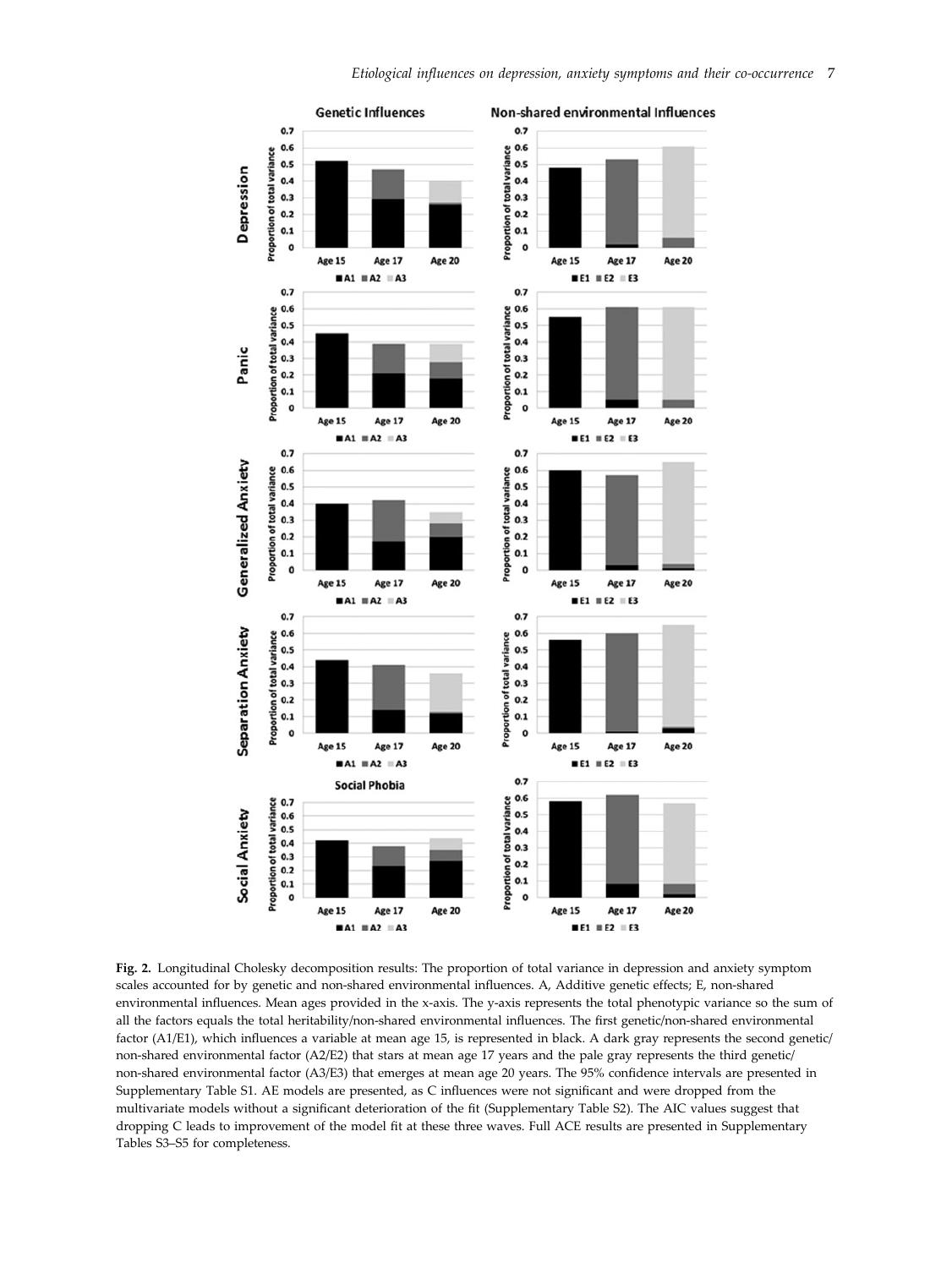**Fig. 2.** Longitudinal Cholesky decomposition results: The proportion of total variance in depression and anxiety symptom scales accounted for by genetic and non-shared environmental influences. A, Additive genetic effects; E, non-shared environmental influences. Mean ages provided in the x-axis. The y-axis represents the total phenotypic variance so the sum of all the factors equals the total heritability/non-shared environmental influences. The first genetic/non-shared environmental factor (A1/E1), which influences a variable at mean age 15, is represented in black. A dark gray represents the second genetic/non-shared environmental factor (A2/E2) that stars at mean age 17 years and the pale gray represents the third genetic/non-shared environmental factor (A3/E3) that emerges at mean age 20 years. The 95% confidence intervals are presented in Supplementary Table S1. AE models are presented, as C influences were not significant and were dropped from the multivariate models without a significant deterioration of the fit (Supplementary Table S2). The AIC values suggest that dropping C leads to improvement of the model fit at these three waves. Full ACE results are presented in Supplementary Tables S3–S5 for completeness.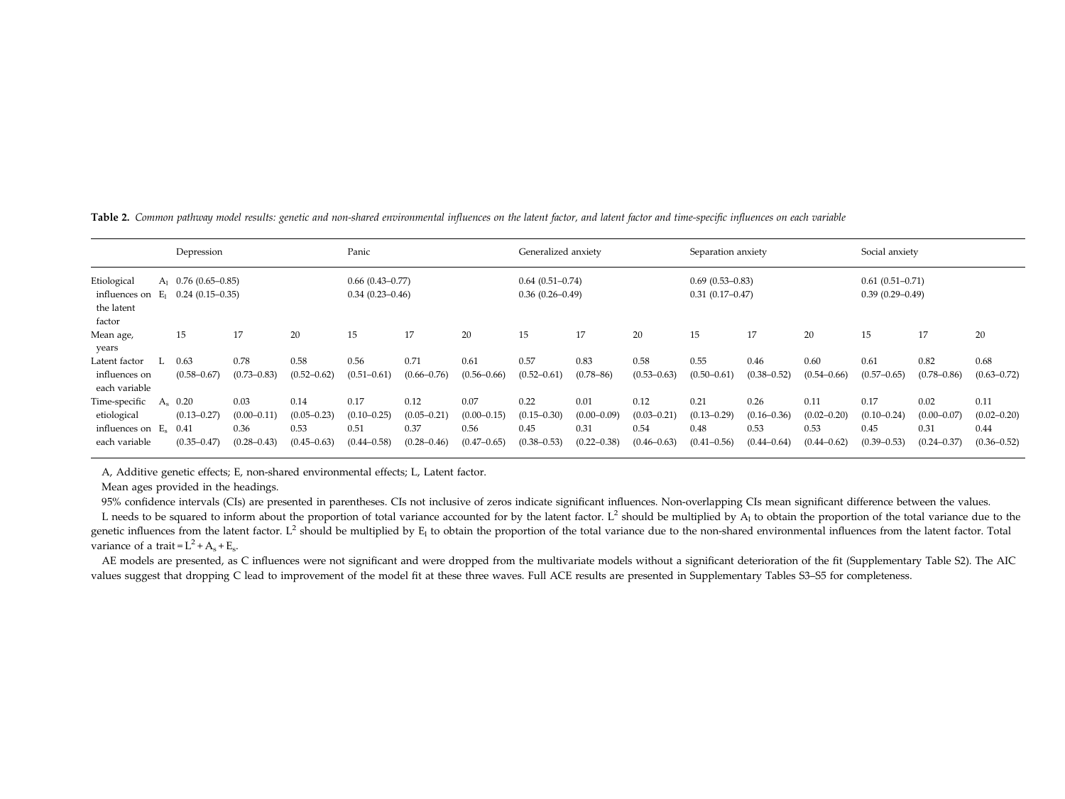**Table 2.** *Common pathway model results: genetic and non-shared environmental influences on the latent factor, and latent factor and time-specific influences on each variable*

| | | Depression | | | Panic | | | Generalized anxiety | | | Separation anxiety | | | Social anxiety | | |
|---|---|---|---|---|---|---|---|---|---|---|---|---|---|---|---|---|
| Etiological influences on the latent factor | $A_l$ | 0.76 (0.65–0.85) | | | 0.66 (0.43–0.77) | | | 0.64 (0.51–0.74) | | | 0.69 (0.53–0.83) | | | 0.61 (0.51–0.71) | | |
| | $E_l$ | 0.24 (0.15–0.35) | | | 0.34 (0.23–0.46) | | | 0.36 (0.26–0.49) | | | 0.31 (0.17–0.47) | | | 0.39 (0.29–0.49) | | |
| Mean age, years | | 15 | 17 | 20 | 15 | 17 | 20 | 15 | 17 | 20 | 15 | 17 | 20 | 15 | 17 | 20 |
| Latent factor influences on each variable | L | 0.63 (0.58–0.67) | 0.78 (0.73–0.83) | 0.58 (0.52–0.62) | 0.56 (0.51–0.61) | 0.71 (0.66–0.76) | 0.61 (0.56–0.66) | 0.57 (0.52–0.61) | 0.83 (0.78–86) | 0.58 (0.53–0.63) | 0.55 (0.50–0.61) | 0.46 (0.38–0.52) | 0.60 (0.54–0.66) | 0.61 (0.57–0.65) | 0.82 (0.78–0.86) | 0.68 (0.63–0.72) |
| Time-specific etiological influences on each variable | $A_s$ | 0.20 (0.13–0.27) | 0.03 (0.00–0.11) | 0.14 (0.05–0.23) | 0.17 (0.10–0.25) | 0.12 (0.05–0.21) | 0.07 (0.00–0.15) | 0.22 (0.15–0.30) | 0.01 (0.00–0.09) | 0.12 (0.03–0.21) | 0.21 (0.13–0.29) | 0.26 (0.16–0.36) | 0.11 (0.02–0.20) | 0.17 (0.10–0.24) | 0.02 (0.00–0.07) | 0.11 (0.02–0.20) |
| | $E_s$ | 0.41 (0.35–0.47) | 0.36 (0.28–0.43) | 0.53 (0.45–0.63) | 0.51 (0.44–0.58) | 0.37 (0.28–0.46) | 0.56 (0.47–0.65) | 0.45 (0.38–0.53) | 0.31 (0.22–0.38) | 0.54 (0.46–0.63) | 0.48 (0.41–0.56) | 0.53 (0.44–0.64) | 0.53 (0.44–0.62) | 0.45 (0.39–0.53) | 0.31 (0.24–0.37) | 0.44 (0.36–0.52) |

A, Additive genetic effects; E, non-shared environmental effects; L, Latent factor.

Mean ages provided in the headings.

95% confidence intervals (CIs) are presented in parentheses. CIs not inclusive of zeros indicate significant influences. Non-overlapping CIs mean significant difference between the values.

L needs to be squared to inform about the proportion of total variance accounted for by the latent factor. $L^2$ should be multiplied by $A_l$ to obtain the proportion of the total variance due to the genetic influences from the latent factor. $L^2$ should be multiplied by $E_l$ to obtain the proportion of the total variance due to the non-shared environmental influences from the latent factor. Total variance of a trait = $L^2 + A_s + E_s$.

AE models are presented, as C influences were not significant and were dropped from the multivariate models without a significant deterioration of the fit (Supplementary Table S2). The AIC values suggest that dropping C lead to improvement of the model fit at these three waves. Full ACE results are presented in Supplementary Tables S3–S5 for completeness.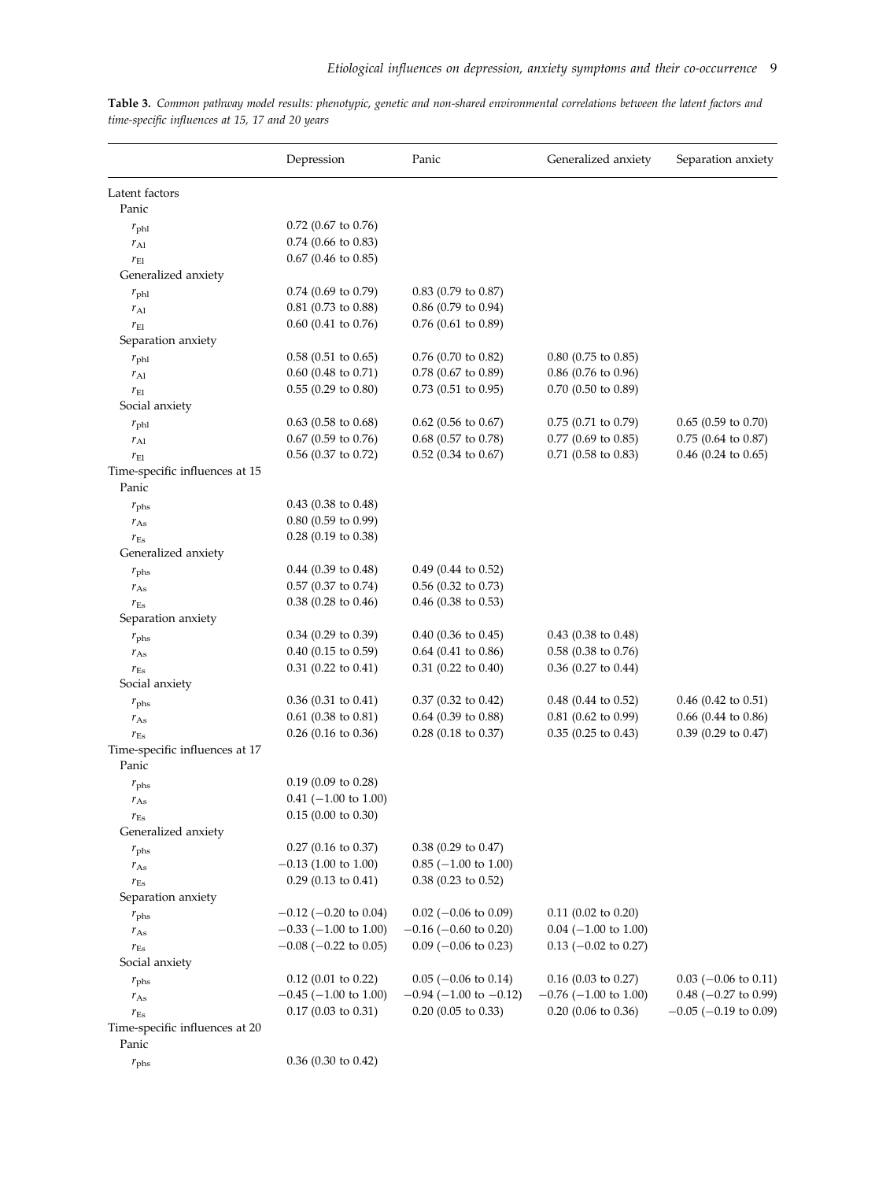**Table 3.** *Common pathway model results: phenotypic, genetic and non-shared environmental correlations between the latent factors and time-specific influences at 15, 17 and 20 years*

| | Depression | Panic | Generalized anxiety | Separation anxiety |
|---|---|---|---|---|
| Latent factors | | | | |
| Panic | | | | |
| $r_{\mathrm{phl}}$ | 0.72 (0.67 to 0.76) | | | |
| $r_{\mathrm{Al}}$ | 0.74 (0.66 to 0.83) | | | |
| $r_{\mathrm{El}}$ | 0.67 (0.46 to 0.85) | | | |
| Generalized anxiety | | | | |
| $r_{\mathrm{phl}}$ | 0.74 (0.69 to 0.79) | 0.83 (0.79 to 0.87) | | |
| $r_{\mathrm{Al}}$ | 0.81 (0.73 to 0.88) | 0.86 (0.79 to 0.94) | | |
| $r_{\mathrm{El}}$ | 0.60 (0.41 to 0.76) | 0.76 (0.61 to 0.89) | | |
| Separation anxiety | | | | |
| $r_{\mathrm{phl}}$ | 0.58 (0.51 to 0.65) | 0.76 (0.70 to 0.82) | 0.80 (0.75 to 0.85) | |
| $r_{\mathrm{Al}}$ | 0.60 (0.48 to 0.71) | 0.78 (0.67 to 0.89) | 0.86 (0.76 to 0.96) | |
| $r_{\mathrm{El}}$ | 0.55 (0.29 to 0.80) | 0.73 (0.51 to 0.95) | 0.70 (0.50 to 0.89) | |
| Social anxiety | | | | |
| $r_{\mathrm{phl}}$ | 0.63 (0.58 to 0.68) | 0.62 (0.56 to 0.67) | 0.75 (0.71 to 0.79) | 0.65 (0.59 to 0.70) |
| $r_{\mathrm{Al}}$ | 0.67 (0.59 to 0.76) | 0.68 (0.57 to 0.78) | 0.77 (0.69 to 0.85) | 0.75 (0.64 to 0.87) |
| $r_{\mathrm{El}}$ | 0.56 (0.37 to 0.72) | 0.52 (0.34 to 0.67) | 0.71 (0.58 to 0.83) | 0.46 (0.24 to 0.65) |
| Time-specific influences at 15 | | | | |
| Panic | | | | |
| $r_{\mathrm{phs}}$ | 0.43 (0.38 to 0.48) | | | |
| $r_{\mathrm{As}}$ | 0.80 (0.59 to 0.99) | | | |
| $r_{\mathrm{Es}}$ | 0.28 (0.19 to 0.38) | | | |
| Generalized anxiety | | | | |
| $r_{\mathrm{phs}}$ | 0.44 (0.39 to 0.48) | 0.49 (0.44 to 0.52) | | |
| $r_{\mathrm{As}}$ | 0.57 (0.37 to 0.74) | 0.56 (0.32 to 0.73) | | |
| $r_{\mathrm{Es}}$ | 0.38 (0.28 to 0.46) | 0.46 (0.38 to 0.53) | | |
| Separation anxiety | | | | |
| $r_{\mathrm{phs}}$ | 0.34 (0.29 to 0.39) | 0.40 (0.36 to 0.45) | 0.43 (0.38 to 0.48) | |
| $r_{\mathrm{As}}$ | 0.40 (0.15 to 0.59) | 0.64 (0.41 to 0.86) | 0.58 (0.38 to 0.76) | |
| $r_{\mathrm{Es}}$ | 0.31 (0.22 to 0.41) | 0.31 (0.22 to 0.40) | 0.36 (0.27 to 0.44) | |
| Social anxiety | | | | |
| $r_{\mathrm{phs}}$ | 0.36 (0.31 to 0.41) | 0.37 (0.32 to 0.42) | 0.48 (0.44 to 0.52) | 0.46 (0.42 to 0.51) |
| $r_{\mathrm{As}}$ | 0.61 (0.38 to 0.81) | 0.64 (0.39 to 0.88) | 0.81 (0.62 to 0.99) | 0.66 (0.44 to 0.86) |
| $r_{\mathrm{Es}}$ | 0.26 (0.16 to 0.36) | 0.28 (0.18 to 0.37) | 0.35 (0.25 to 0.43) | 0.39 (0.29 to 0.47) |
| Time-specific influences at 17 | | | | |
| Panic | | | | |
| $r_{\mathrm{phs}}$ | 0.19 (0.09 to 0.28) | | | |
| $r_{\mathrm{As}}$ | 0.41 (−1.00 to 1.00) | | | |
| $r_{\mathrm{Es}}$ | 0.15 (0.00 to 0.30) | | | |
| Generalized anxiety | | | | |
| $r_{\mathrm{phs}}$ | 0.27 (0.16 to 0.37) | 0.38 (0.29 to 0.47) | | |
| $r_{\mathrm{As}}$ | −0.13 (1.00 to 1.00) | 0.85 (−1.00 to 1.00) | | |
| $r_{\mathrm{Es}}$ | 0.29 (0.13 to 0.41) | 0.38 (0.23 to 0.52) | | |
| Separation anxiety | | | | |
| $r_{\mathrm{phs}}$ | −0.12 (−0.20 to 0.04) | 0.02 (−0.06 to 0.09) | 0.11 (0.02 to 0.20) | |
| $r_{\mathrm{As}}$ | −0.33 (−1.00 to 1.00) | −0.16 (−0.60 to 0.20) | 0.04 (−1.00 to 1.00) | |
| $r_{\mathrm{Es}}$ | −0.08 (−0.22 to 0.05) | 0.09 (−0.06 to 0.23) | 0.13 (−0.02 to 0.27) | |
| Social anxiety | | | | |
| $r_{\mathrm{phs}}$ | 0.12 (0.01 to 0.22) | 0.05 (−0.06 to 0.14) | 0.16 (0.03 to 0.27) | 0.03 (−0.06 to 0.11) |
| $r_{\mathrm{As}}$ | −0.45 (−1.00 to 1.00) | −0.94 (−1.00 to −0.12) | −0.76 (−1.00 to 1.00) | 0.48 (−0.27 to 0.99) |
| $r_{\mathrm{Es}}$ | 0.17 (0.03 to 0.31) | 0.20 (0.05 to 0.33) | 0.20 (0.06 to 0.36) | −0.05 (−0.19 to 0.09) |
| Time-specific influences at 20 | | | | |
| Panic | | | | |
| $r_{\mathrm{phs}}$ | 0.36 (0.30 to 0.42) | | | |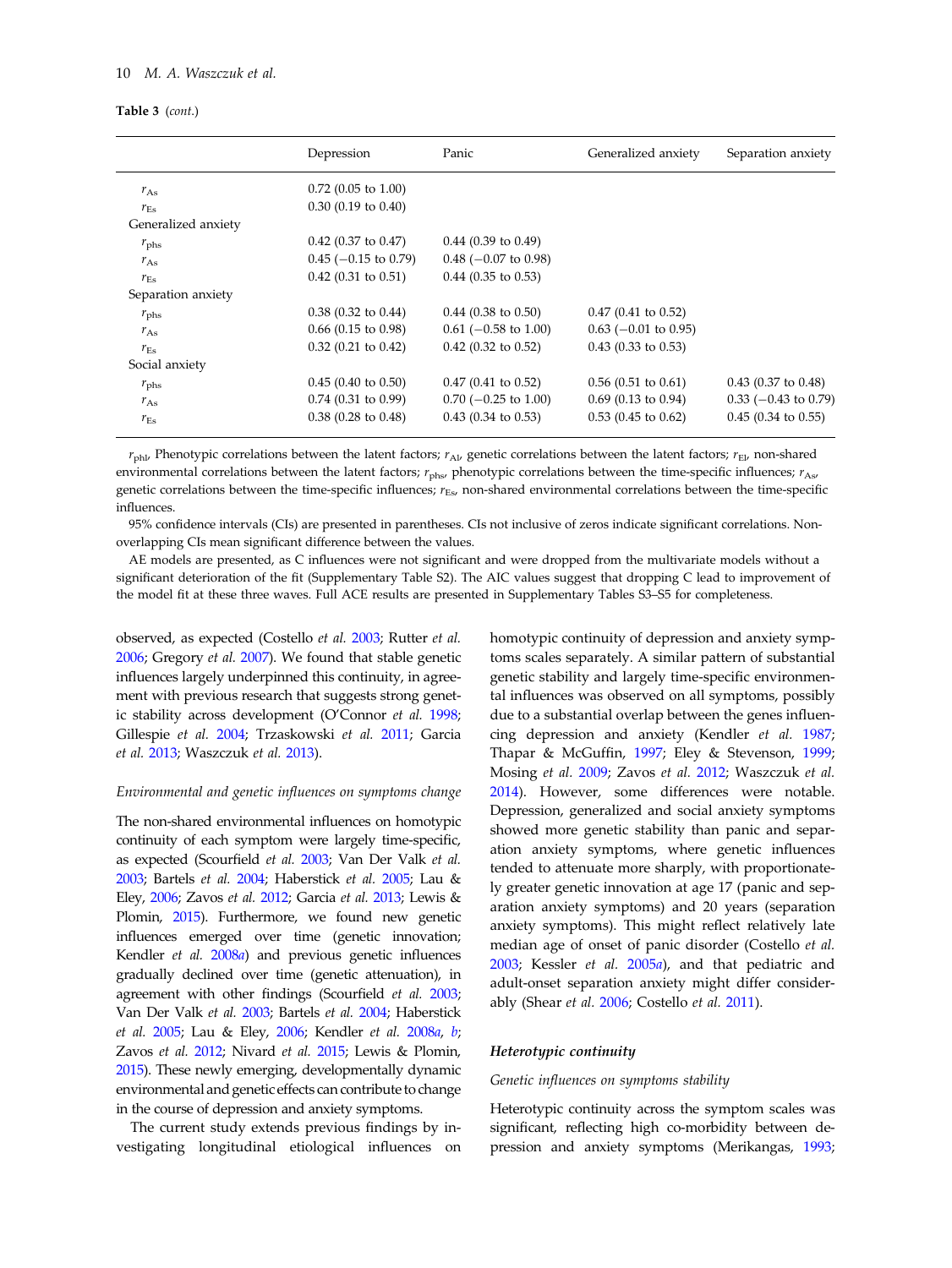**Table 3** (*cont.*)

| | Depression | Panic | Generalized anxiety | Separation anxiety |
|---|---|---|---|---|
| $r_{As}$ | 0.72 (0.05 to 1.00) | | | |
| $r_{Es}$ | 0.30 (0.19 to 0.40) | | | |
| Generalized anxiety | | | | |
| $r_{phs}$ | 0.42 (0.37 to 0.47) | 0.44 (0.39 to 0.49) | | |
| $r_{As}$ | 0.45 (−0.15 to 0.79) | 0.48 (−0.07 to 0.98) | | |
| $r_{Es}$ | 0.42 (0.31 to 0.51) | 0.44 (0.35 to 0.53) | | |
| Separation anxiety | | | | |
| $r_{phs}$ | 0.38 (0.32 to 0.44) | 0.44 (0.38 to 0.50) | 0.47 (0.41 to 0.52) | |
| $r_{As}$ | 0.66 (0.15 to 0.98) | 0.61 (−0.58 to 1.00) | 0.63 (−0.01 to 0.95) | |
| $r_{Es}$ | 0.32 (0.21 to 0.42) | 0.42 (0.32 to 0.52) | 0.43 (0.33 to 0.53) | |
| Social anxiety | | | | |
| $r_{phs}$ | 0.45 (0.40 to 0.50) | 0.47 (0.41 to 0.52) | 0.56 (0.51 to 0.61) | 0.43 (0.37 to 0.48) |
| $r_{As}$ | 0.74 (0.31 to 0.99) | 0.70 (−0.25 to 1.00) | 0.69 (0.13 to 0.94) | 0.33 (−0.43 to 0.79) |
| $r_{Es}$ | 0.38 (0.28 to 0.48) | 0.43 (0.34 to 0.53) | 0.53 (0.45 to 0.62) | 0.45 (0.34 to 0.55) |

$r_{phl}$, Phenotypic correlations between the latent factors; $r_{Al}$, genetic correlations between the latent factors; $r_{El}$, non-shared environmental correlations between the latent factors; $r_{phs}$, phenotypic correlations between the time-specific influences; $r_{As}$, genetic correlations between the time-specific influences; $r_{Es}$, non-shared environmental correlations between the time-specific influences.

95% confidence intervals (CIs) are presented in parentheses. CIs not inclusive of zeros indicate significant correlations. Non-overlapping CIs mean significant difference between the values.

AE models are presented, as C influences were not significant and were dropped from the multivariate models without a significant deterioration of the fit (Supplementary Table S2). The AIC values suggest that dropping C lead to improvement of the model fit at these three waves. Full ACE results are presented in Supplementary Tables S3–S5 for completeness.

observed, as expected (Costello *et al.* 2003; Rutter *et al.* 2006; Gregory *et al.* 2007). We found that stable genetic influences largely underpinned this continuity, in agreement with previous research that suggests strong genetic stability across development (O'Connor *et al.* 1998; Gillespie *et al.* 2004; Trzaskowski *et al.* 2011; Garcia *et al.* 2013; Waszczuk *et al.* 2013).

*Environmental and genetic influences on symptoms change*

The non-shared environmental influences on homotypic continuity of each symptom were largely time-specific, as expected (Scourfield *et al.* 2003; Van Der Valk *et al.* 2003; Bartels *et al.* 2004; Haberstick *et al.* 2005; Lau & Eley, 2006; Zavos *et al.* 2012; Garcia *et al.* 2013; Lewis & Plomin, 2015). Furthermore, we found new genetic influences emerged over time (genetic innovation; Kendler *et al.* 2008*a*) and previous genetic influences gradually declined over time (genetic attenuation), in agreement with other findings (Scourfield *et al.* 2003; Van Der Valk *et al.* 2003; Bartels *et al.* 2004; Haberstick *et al.* 2005; Lau & Eley, 2006; Kendler *et al.* 2008*a*, *b*; Zavos *et al.* 2012; Nivard *et al.* 2015; Lewis & Plomin, 2015). These newly emerging, developmentally dynamic environmental and genetic effects can contribute to change in the course of depression and anxiety symptoms.

The current study extends previous findings by investigating longitudinal etiological influences on homotypic continuity of depression and anxiety symptoms scales separately. A similar pattern of substantial genetic stability and largely time-specific environmental influences was observed on all symptoms, possibly due to a substantial overlap between the genes influencing depression and anxiety (Kendler *et al.* 1987; Thapar & McGuffin, 1997; Eley & Stevenson, 1999; Mosing *et al.* 2009; Zavos *et al.* 2012; Waszczuk *et al.* 2014). However, some differences were notable. Depression, generalized and social anxiety symptoms showed more genetic stability than panic and separation anxiety symptoms, where genetic influences tended to attenuate more sharply, with proportionately greater genetic innovation at age 17 (panic and separation anxiety symptoms) and 20 years (separation anxiety symptoms). This might reflect relatively late median age of onset of panic disorder (Costello *et al.* 2003; Kessler *et al.* 2005*a*), and that pediatric and adult-onset separation anxiety might differ considerably (Shear *et al.* 2006; Costello *et al.* 2011).

### Heterotypic continuity

*Genetic influences on symptoms stability*

Heterotypic continuity across the symptom scales was significant, reflecting high co-morbidity between depression and anxiety symptoms (Merikangas, 1993;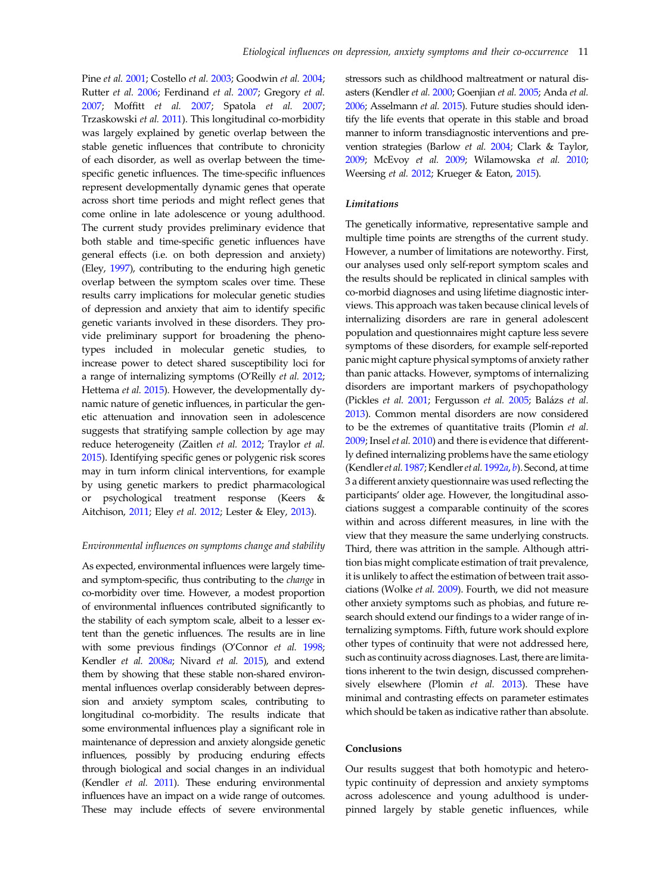Pine *et al.* 2001; Costello *et al.* 2003; Goodwin *et al.* 2004; Rutter *et al.* 2006; Ferdinand *et al.* 2007; Gregory *et al.* 2007; Moffitt *et al.* 2007; Spatola *et al.* 2007; Trzaskowski *et al.* 2011). This longitudinal co-morbidity was largely explained by genetic overlap between the stable genetic influences that contribute to chronicity of each disorder, as well as overlap between the time-specific genetic influences. The time-specific influences represent developmentally dynamic genes that operate across short time periods and might reflect genes that come online in late adolescence or young adulthood. The current study provides preliminary evidence that both stable and time-specific genetic influences have general effects (i.e. on both depression and anxiety) (Eley, 1997), contributing to the enduring high genetic overlap between the symptom scales over time. These results carry implications for molecular genetic studies of depression and anxiety that aim to identify specific genetic variants involved in these disorders. They provide preliminary support for broadening the phenotypes included in molecular genetic studies, to increase power to detect shared susceptibility loci for a range of internalizing symptoms (O'Reilly *et al.* 2012; Hettema *et al.* 2015). However, the developmentally dynamic nature of genetic influences, in particular the genetic attenuation and innovation seen in adolescence suggests that stratifying sample collection by age may reduce heterogeneity (Zaitlen *et al.* 2012; Traylor *et al.* 2015). Identifying specific genes or polygenic risk scores may in turn inform clinical interventions, for example by using genetic markers to predict pharmacological or psychological treatment response (Keers & Aitchison, 2011; Eley *et al.* 2012; Lester & Eley, 2013).

### *Environmental influences on symptoms change and stability*

As expected, environmental influences were largely time- and symptom-specific, thus contributing to the *change* in co-morbidity over time. However, a modest proportion of environmental influences contributed significantly to the stability of each symptom scale, albeit to a lesser extent than the genetic influences. The results are in line with some previous findings (O'Connor *et al.* 1998; Kendler *et al.* 2008*a*; Nivard *et al.* 2015), and extend them by showing that these stable non-shared environmental influences overlap considerably between depression and anxiety symptom scales, contributing to longitudinal co-morbidity. The results indicate that some environmental influences play a significant role in maintenance of depression and anxiety alongside genetic influences, possibly by producing enduring effects through biological and social changes in an individual (Kendler *et al.* 2011). These enduring environmental influences have an impact on a wide range of outcomes. These may include effects of severe environmental stressors such as childhood maltreatment or natural disasters (Kendler *et al.* 2000; Goenjian *et al.* 2005; Anda *et al.* 2006; Asselmann *et al.* 2015). Future studies should identify the life events that operate in this stable and broad manner to inform transdiagnostic interventions and prevention strategies (Barlow *et al.* 2004; Clark & Taylor, 2009; McEvoy *et al.* 2009; Wilamowska *et al.* 2010; Weersing *et al.* 2012; Krueger & Eaton, 2015).

### *Limitations*

The genetically informative, representative sample and multiple time points are strengths of the current study. However, a number of limitations are noteworthy. First, our analyses used only self-report symptom scales and the results should be replicated in clinical samples with co-morbid diagnoses and using lifetime diagnostic interviews. This approach was taken because clinical levels of internalizing disorders are rare in general adolescent population and questionnaires might capture less severe symptoms of these disorders, for example self-reported panic might capture physical symptoms of anxiety rather than panic attacks. However, symptoms of internalizing disorders are important markers of psychopathology (Pickles *et al.* 2001; Fergusson *et al.* 2005; Balázs *et al.* 2013). Common mental disorders are now considered to be the extremes of quantitative traits (Plomin *et al.* 2009; Insel *et al.* 2010) and there is evidence that differently defined internalizing problems have the same etiology (Kendler *et al.* 1987; Kendler *et al.* 1992*a*, *b*). Second, at time 3 a different anxiety questionnaire was used reflecting the participants' older age. However, the longitudinal associations suggest a comparable continuity of the scores within and across different measures, in line with the view that they measure the same underlying constructs. Third, there was attrition in the sample. Although attrition bias might complicate estimation of trait prevalence, it is unlikely to affect the estimation of between trait associations (Wolke *et al.* 2009). Fourth, we did not measure other anxiety symptoms such as phobias, and future research should extend our findings to a wider range of internalizing symptoms. Fifth, future work should explore other types of continuity that were not addressed here, such as continuity across diagnoses. Last, there are limitations inherent to the twin design, discussed comprehensively elsewhere (Plomin *et al.* 2013). These have minimal and contrasting effects on parameter estimates which should be taken as indicative rather than absolute.

## Conclusions

Our results suggest that both homotypic and heterotypic continuity of depression and anxiety symptoms across adolescence and young adulthood is underpinned largely by stable genetic influences, while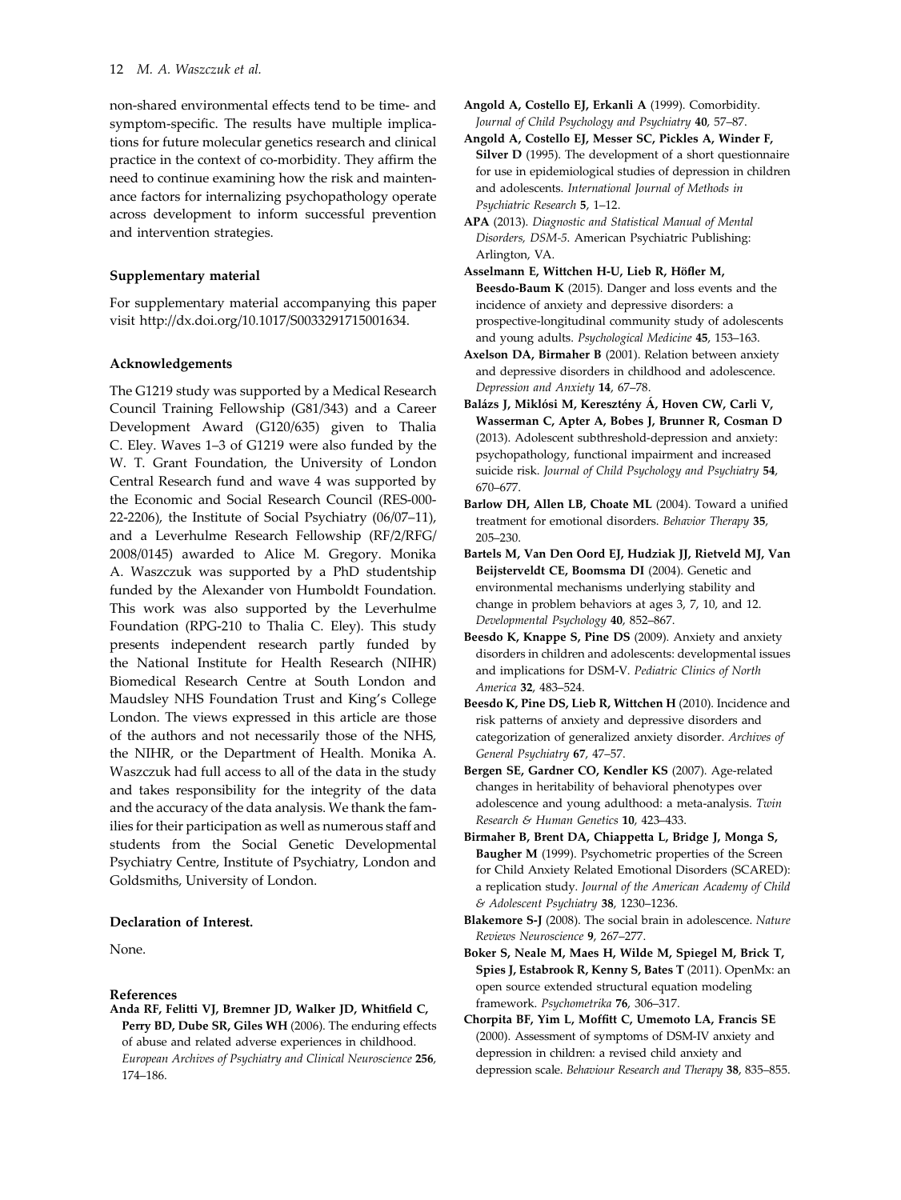non-shared environmental effects tend to be time- and symptom-specific. The results have multiple implications for future molecular genetics research and clinical practice in the context of co-morbidity. They affirm the need to continue examining how the risk and maintenance factors for internalizing psychopathology operate across development to inform successful prevention and intervention strategies.

### Supplementary material

For supplementary material accompanying this paper visit http://dx.doi.org/10.1017/S0033291715001634.

### Acknowledgements

The G1219 study was supported by a Medical Research Council Training Fellowship (G81/343) and a Career Development Award (G120/635) given to Thalia C. Eley. Waves 1–3 of G1219 were also funded by the W. T. Grant Foundation, the University of London Central Research fund and wave 4 was supported by the Economic and Social Research Council (RES-000-22-2206), the Institute of Social Psychiatry (06/07–11), and a Leverhulme Research Fellowship (RF/2/RFG/2008/0145) awarded to Alice M. Gregory. Monika A. Waszczuk was supported by a PhD studentship funded by the Alexander von Humboldt Foundation. This work was also supported by the Leverhulme Foundation (RPG-210 to Thalia C. Eley). This study presents independent research partly funded by the National Institute for Health Research (NIHR) Biomedical Research Centre at South London and Maudsley NHS Foundation Trust and King's College London. The views expressed in this article are those of the authors and not necessarily those of the NHS, the NIHR, or the Department of Health. Monika A. Waszczuk had full access to all of the data in the study and takes responsibility for the integrity of the data and the accuracy of the data analysis. We thank the families for their participation as well as numerous staff and students from the Social Genetic Developmental Psychiatry Centre, Institute of Psychiatry, London and Goldsmiths, University of London.

### Declaration of Interest.

None.

### References

**Anda RF, Felitti VJ, Bremner JD, Walker JD, Whitfield C, Perry BD, Dube SR, Giles WH** (2006). The enduring effects of abuse and related adverse experiences in childhood. *European Archives of Psychiatry and Clinical Neuroscience* **256**, 174–186.

**Angold A, Costello EJ, Erkanli A** (1999). Comorbidity. *Journal of Child Psychology and Psychiatry* **40**, 57–87.

**Angold A, Costello EJ, Messer SC, Pickles A, Winder F, Silver D** (1995). The development of a short questionnaire for use in epidemiological studies of depression in children and adolescents. *International Journal of Methods in Psychiatric Research* **5**, 1–12.

**APA** (2013). *Diagnostic and Statistical Manual of Mental Disorders, DSM-5*. American Psychiatric Publishing: Arlington, VA.

**Asselmann E, Wittchen H-U, Lieb R, Höfler M, Beesdo-Baum K** (2015). Danger and loss events and the incidence of anxiety and depressive disorders: a prospective-longitudinal community study of adolescents and young adults. *Psychological Medicine* **45**, 153–163.

**Axelson DA, Birmaher B** (2001). Relation between anxiety and depressive disorders in childhood and adolescence. *Depression and Anxiety* **14**, 67–78.

**Balázs J, Miklósi M, Keresztény Á, Hoven CW, Carli V, Wasserman C, Apter A, Bobes J, Brunner R, Cosman D** (2013). Adolescent subthreshold-depression and anxiety: psychopathology, functional impairment and increased suicide risk. *Journal of Child Psychology and Psychiatry* **54**, 670–677.

**Barlow DH, Allen LB, Choate ML** (2004). Toward a unified treatment for emotional disorders. *Behavior Therapy* **35**, 205–230.

**Bartels M, Van Den Oord EJ, Hudziak JJ, Rietveld MJ, Van Beijsterveldt CE, Boomsma DI** (2004). Genetic and environmental mechanisms underlying stability and change in problem behaviors at ages 3, 7, 10, and 12. *Developmental Psychology* **40**, 852–867.

**Beesdo K, Knappe S, Pine DS** (2009). Anxiety and anxiety disorders in children and adolescents: developmental issues and implications for DSM-V. *Pediatric Clinics of North America* **32**, 483–524.

**Beesdo K, Pine DS, Lieb R, Wittchen H** (2010). Incidence and risk patterns of anxiety and depressive disorders and categorization of generalized anxiety disorder. *Archives of General Psychiatry* **67**, 47–57.

**Bergen SE, Gardner CO, Kendler KS** (2007). Age-related changes in heritability of behavioral phenotypes over adolescence and young adulthood: a meta-analysis. *Twin Research & Human Genetics* **10**, 423–433.

**Birmaher B, Brent DA, Chiappetta L, Bridge J, Monga S, Baugher M** (1999). Psychometric properties of the Screen for Child Anxiety Related Emotional Disorders (SCARED): a replication study. *Journal of the American Academy of Child & Adolescent Psychiatry* **38**, 1230–1236.

**Blakemore S-J** (2008). The social brain in adolescence. *Nature Reviews Neuroscience* **9**, 267–277.

**Boker S, Neale M, Maes H, Wilde M, Spiegel M, Brick T, Spies J, Estabrook R, Kenny S, Bates T** (2011). OpenMx: an open source extended structural equation modeling framework. *Psychometrika* **76**, 306–317.

**Chorpita BF, Yim L, Moffitt C, Umemoto LA, Francis SE** (2000). Assessment of symptoms of DSM-IV anxiety and depression in children: a revised child anxiety and depression scale. *Behaviour Research and Therapy* **38**, 835–855.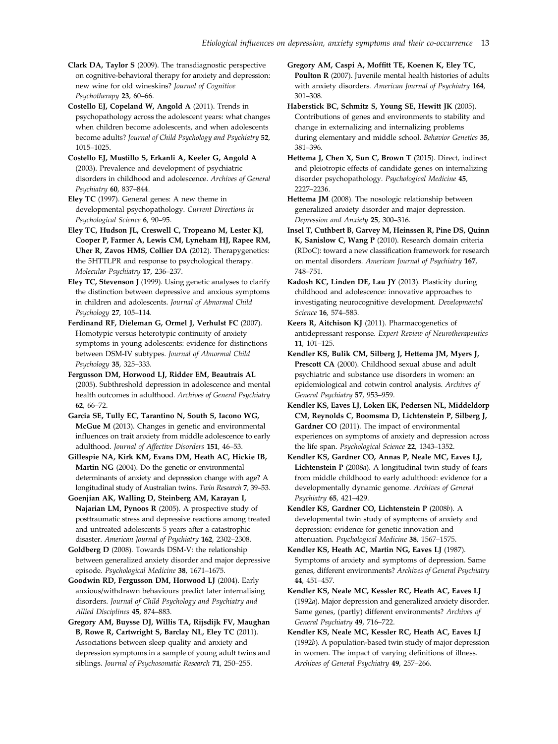**Clark DA, Taylor S** (2009). The transdiagnostic perspective on cognitive-behavioral therapy for anxiety and depression: new wine for old wineskins? *Journal of Cognitive Psychotherapy* **23**, 60–66.

**Costello EJ, Copeland W, Angold A** (2011). Trends in psychopathology across the adolescent years: what changes when children become adolescents, and when adolescents become adults? *Journal of Child Psychology and Psychiatry* **52**, 1015–1025.

**Costello EJ, Mustillo S, Erkanli A, Keeler G, Angold A** (2003). Prevalence and development of psychiatric disorders in childhood and adolescence. *Archives of General Psychiatry* **60**, 837–844.

**Eley TC** (1997). General genes: A new theme in developmental psychopathology. *Current Directions in Psychological Science* **6**, 90–95.

**Eley TC, Hudson JL, Creswell C, Tropeano M, Lester KJ, Cooper P, Farmer A, Lewis CM, Lyneham HJ, Rapee RM, Uher R, Zavos HMS, Collier DA** (2012). Therapygenetics: the 5HTTLPR and response to psychological therapy. *Molecular Psychiatry* **17**, 236–237.

**Eley TC, Stevenson J** (1999). Using genetic analyses to clarify the distinction between depressive and anxious symptoms in children and adolescents. *Journal of Abnormal Child Psychology* **27**, 105–114.

**Ferdinand RF, Dieleman G, Ormel J, Verhulst FC** (2007). Homotypic versus heterotypic continuity of anxiety symptoms in young adolescents: evidence for distinctions between DSM-IV subtypes. *Journal of Abnormal Child Psychology* **35**, 325–333.

**Fergusson DM, Horwood LJ, Ridder EM, Beautrais AL** (2005). Subthreshold depression in adolescence and mental health outcomes in adulthood. *Archives of General Psychiatry* **62**, 66–72.

**Garcia SE, Tully EC, Tarantino N, South S, Iacono WG, McGue M** (2013). Changes in genetic and environmental influences on trait anxiety from middle adolescence to early adulthood. *Journal of Affective Disorders* **151**, 46–53.

**Gillespie NA, Kirk KM, Evans DM, Heath AC, Hickie IB, Martin NG** (2004). Do the genetic or environmental determinants of anxiety and depression change with age? A longitudinal study of Australian twins. *Twin Research* **7**, 39–53.

**Goenjian AK, Walling D, Steinberg AM, Karayan I, Najarian LM, Pynoos R** (2005). A prospective study of posttraumatic stress and depressive reactions among treated and untreated adolescents 5 years after a catastrophic disaster. *American Journal of Psychiatry* **162**, 2302–2308.

**Goldberg D** (2008). Towards DSM-V: the relationship between generalized anxiety disorder and major depressive episode. *Psychological Medicine* **38**, 1671–1675.

**Goodwin RD, Fergusson DM, Horwood LJ** (2004). Early anxious/withdrawn behaviours predict later internalising disorders. *Journal of Child Psychology and Psychiatry and Allied Disciplines* **45**, 874–883.

**Gregory AM, Buysse DJ, Willis TA, Rijsdijk FV, Maughan B, Rowe R, Cartwright S, Barclay NL, Eley TC** (2011). Associations between sleep quality and anxiety and depression symptoms in a sample of young adult twins and siblings. *Journal of Psychosomatic Research* **71**, 250–255.

**Gregory AM, Caspi A, Moffitt TE, Koenen K, Eley TC, Poulton R** (2007). Juvenile mental health histories of adults with anxiety disorders. *American Journal of Psychiatry* **164**, 301–308.

**Haberstick BC, Schmitz S, Young SE, Hewitt JK** (2005). Contributions of genes and environments to stability and change in externalizing and internalizing problems during elementary and middle school. *Behavior Genetics* **35**, 381–396.

**Hettema J, Chen X, Sun C, Brown T** (2015). Direct, indirect and pleiotropic effects of candidate genes on internalizing disorder psychopathology. *Psychological Medicine* **45**, 2227–2236.

**Hettema JM** (2008). The nosologic relationship between generalized anxiety disorder and major depression. *Depression and Anxiety* **25**, 300–316.

**Insel T, Cuthbert B, Garvey M, Heinssen R, Pine DS, Quinn K, Sanislow C, Wang P** (2010). Research domain criteria (RDoC): toward a new classification framework for research on mental disorders. *American Journal of Psychiatry* **167**, 748–751.

**Kadosh KC, Linden DE, Lau JY** (2013). Plasticity during childhood and adolescence: innovative approaches to investigating neurocognitive development. *Developmental Science* **16**, 574–583.

**Keers R, Aitchison KJ** (2011). Pharmacogenetics of antidepressant response. *Expert Review of Neurotherapeutics* **11**, 101–125.

**Kendler KS, Bulik CM, Silberg J, Hettema JM, Myers J, Prescott CA** (2000). Childhood sexual abuse and adult psychiatric and substance use disorders in women: an epidemiological and cotwin control analysis. *Archives of General Psychiatry* **57**, 953–959.

**Kendler KS, Eaves LJ, Loken EK, Pedersen NL, Middeldorp CM, Reynolds C, Boomsma D, Lichtenstein P, Silberg J, Gardner CO** (2011). The impact of environmental experiences on symptoms of anxiety and depression across the life span. *Psychological Science* **22**, 1343–1352.

**Kendler KS, Gardner CO, Annas P, Neale MC, Eaves LJ, Lichtenstein P** (2008*a*). A longitudinal twin study of fears from middle childhood to early adulthood: evidence for a developmentally dynamic genome. *Archives of General Psychiatry* **65**, 421–429.

**Kendler KS, Gardner CO, Lichtenstein P** (2008*b*). A developmental twin study of symptoms of anxiety and depression: evidence for genetic innovation and attenuation. *Psychological Medicine* **38**, 1567–1575.

**Kendler KS, Heath AC, Martin NG, Eaves LJ** (1987). Symptoms of anxiety and symptoms of depression. Same genes, different environments? *Archives of General Psychiatry* **44**, 451–457.

**Kendler KS, Neale MC, Kessler RC, Heath AC, Eaves LJ** (1992*a*). Major depression and generalized anxiety disorder. Same genes, (partly) different environments? *Archives of General Psychiatry* **49**, 716–722.

**Kendler KS, Neale MC, Kessler RC, Heath AC, Eaves LJ** (1992*b*). A population-based twin study of major depression in women. The impact of varying definitions of illness. *Archives of General Psychiatry* **49**, 257–266.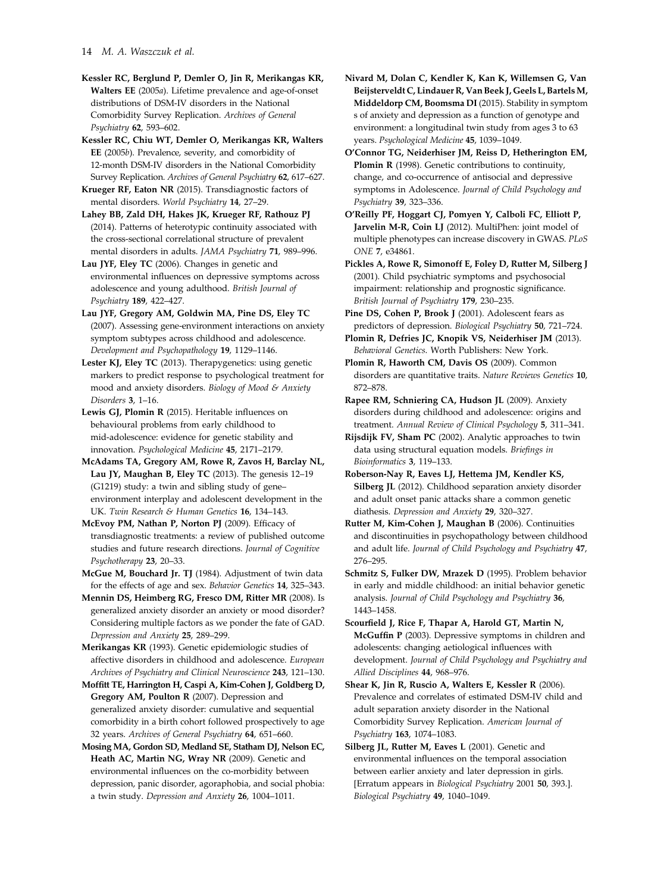**Kessler RC, Berglund P, Demler O, Jin R, Merikangas KR, Walters EE** (2005*a*). Lifetime prevalence and age-of-onset distributions of DSM-IV disorders in the National Comorbidity Survey Replication. *Archives of General Psychiatry* **62**, 593–602.

**Kessler RC, Chiu WT, Demler O, Merikangas KR, Walters EE** (2005*b*). Prevalence, severity, and comorbidity of 12-month DSM-IV disorders in the National Comorbidity Survey Replication. *Archives of General Psychiatry* **62**, 617–627.

**Krueger RF, Eaton NR** (2015). Transdiagnostic factors of mental disorders. *World Psychiatry* **14**, 27–29.

**Lahey BB, Zald DH, Hakes JK, Krueger RF, Rathouz PJ** (2014). Patterns of heterotypic continuity associated with the cross-sectional correlational structure of prevalent mental disorders in adults. *JAMA Psychiatry* **71**, 989–996.

**Lau JYF, Eley TC** (2006). Changes in genetic and environmental influences on depressive symptoms across adolescence and young adulthood. *British Journal of Psychiatry* **189**, 422–427.

**Lau JYF, Gregory AM, Goldwin MA, Pine DS, Eley TC** (2007). Assessing gene-environment interactions on anxiety symptom subtypes across childhood and adolescence. *Development and Psychopathology* **19**, 1129–1146.

**Lester KJ, Eley TC** (2013). Therapygenetics: using genetic markers to predict response to psychological treatment for mood and anxiety disorders. *Biology of Mood & Anxiety Disorders* **3**, 1–16.

**Lewis GJ, Plomin R** (2015). Heritable influences on behavioural problems from early childhood to mid-adolescence: evidence for genetic stability and innovation. *Psychological Medicine* **45**, 2171–2179.

**McAdams TA, Gregory AM, Rowe R, Zavos H, Barclay NL, Lau JY, Maughan B, Eley TC** (2013). The genesis 12–19 (G1219) study: a twin and sibling study of gene–environment interplay and adolescent development in the UK. *Twin Research & Human Genetics* **16**, 134–143.

**McEvoy PM, Nathan P, Norton PJ** (2009). Efficacy of transdiagnostic treatments: a review of published outcome studies and future research directions. *Journal of Cognitive Psychotherapy* **23**, 20–33.

**McGue M, Bouchard Jr. TJ** (1984). Adjustment of twin data for the effects of age and sex. *Behavior Genetics* **14**, 325–343.

**Mennin DS, Heimberg RG, Fresco DM, Ritter MR** (2008). Is generalized anxiety disorder an anxiety or mood disorder? Considering multiple factors as we ponder the fate of GAD. *Depression and Anxiety* **25**, 289–299.

**Merikangas KR** (1993). Genetic epidemiologic studies of affective disorders in childhood and adolescence. *European Archives of Psychiatry and Clinical Neuroscience* **243**, 121–130.

**Moffitt TE, Harrington H, Caspi A, Kim-Cohen J, Goldberg D, Gregory AM, Poulton R** (2007). Depression and generalized anxiety disorder: cumulative and sequential comorbidity in a birth cohort followed prospectively to age 32 years. *Archives of General Psychiatry* **64**, 651–660.

**Mosing MA, Gordon SD, Medland SE, Statham DJ, Nelson EC, Heath AC, Martin NG, Wray NR** (2009). Genetic and environmental influences on the co-morbidity between depression, panic disorder, agoraphobia, and social phobia: a twin study. *Depression and Anxiety* **26**, 1004–1011.

**Nivard M, Dolan C, Kendler K, Kan K, Willemsen G, Van Beijsterveldt C, Lindauer R, Van Beek J, Geels L, Bartels M, Middeldorp CM, Boomsma DI** (2015). Stability in symptom s of anxiety and depression as a function of genotype and environment: a longitudinal twin study from ages 3 to 63 years. *Psychological Medicine* **45**, 1039–1049.

**O'Connor TG, Neiderhiser JM, Reiss D, Hetherington EM, Plomin R** (1998). Genetic contributions to continuity, change, and co-occurrence of antisocial and depressive symptoms in Adolescence. *Journal of Child Psychology and Psychiatry* **39**, 323–336.

**O'Reilly PF, Hoggart CJ, Pomyen Y, Calboli FC, Elliott P, Jarvelin M-R, Coin LJ** (2012). MultiPhen: joint model of multiple phenotypes can increase discovery in GWAS. *PLoS ONE* **7**, e34861.

**Pickles A, Rowe R, Simonoff E, Foley D, Rutter M, Silberg J** (2001). Child psychiatric symptoms and psychosocial impairment: relationship and prognostic significance. *British Journal of Psychiatry* **179**, 230–235.

**Pine DS, Cohen P, Brook J** (2001). Adolescent fears as predictors of depression. *Biological Psychiatry* **50**, 721–724.

**Plomin R, Defries JC, Knopik VS, Neiderhiser JM** (2013). *Behavioral Genetics*. Worth Publishers: New York.

**Plomin R, Haworth CM, Davis OS** (2009). Common disorders are quantitative traits. *Nature Reviews Genetics* **10**, 872–878.

**Rapee RM, Schniering CA, Hudson JL** (2009). Anxiety disorders during childhood and adolescence: origins and treatment. *Annual Review of Clinical Psychology* **5**, 311–341.

**Rijsdijk FV, Sham PC** (2002). Analytic approaches to twin data using structural equation models. *Briefings in Bioinformatics* **3**, 119–133.

**Roberson-Nay R, Eaves LJ, Hettema JM, Kendler KS, Silberg JL** (2012). Childhood separation anxiety disorder and adult onset panic attacks share a common genetic diathesis. *Depression and Anxiety* **29**, 320–327.

**Rutter M, Kim-Cohen J, Maughan B** (2006). Continuities and discontinuities in psychopathology between childhood and adult life. *Journal of Child Psychology and Psychiatry* **47**, 276–295.

**Schmitz S, Fulker DW, Mrazek D** (1995). Problem behavior in early and middle childhood: an initial behavior genetic analysis. *Journal of Child Psychology and Psychiatry* **36**, 1443–1458.

**Scourfield J, Rice F, Thapar A, Harold GT, Martin N, McGuffin P** (2003). Depressive symptoms in children and adolescents: changing aetiological influences with development. *Journal of Child Psychology and Psychiatry and Allied Disciplines* **44**, 968–976.

**Shear K, Jin R, Ruscio A, Walters E, Kessler R** (2006). Prevalence and correlates of estimated DSM-IV child and adult separation anxiety disorder in the National Comorbidity Survey Replication. *American Journal of Psychiatry* **163**, 1074–1083.

**Silberg JL, Rutter M, Eaves L** (2001). Genetic and environmental influences on the temporal association between earlier anxiety and later depression in girls. [Erratum appears in *Biological Psychiatry* 2001 **50**, 393.]. *Biological Psychiatry* **49**, 1040–1049.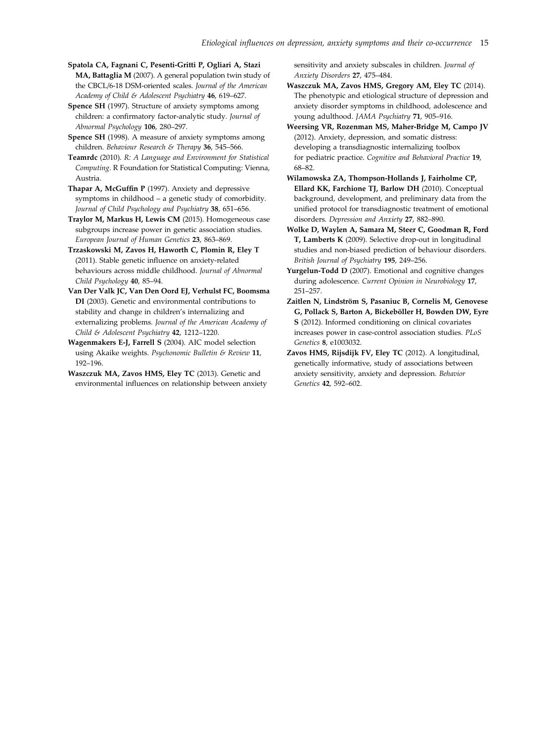**Spatola CA, Fagnani C, Pesenti-Gritti P, Ogliari A, Stazi MA, Battaglia M** (2007). A general population twin study of the CBCL/6-18 DSM-oriented scales. *Journal of the American Academy of Child & Adolescent Psychiatry* **46**, 619–627.

**Spence SH** (1997). Structure of anxiety symptoms among children: a confirmatory factor-analytic study. *Journal of Abnormal Psychology* **106**, 280–297.

**Spence SH** (1998). A measure of anxiety symptoms among children. *Behaviour Research & Therapy* **36**, 545–566.

**Teamrdc** (2010). *R: A Language and Environment for Statistical Computing*. R Foundation for Statistical Computing: Vienna, Austria.

**Thapar A, McGuffin P** (1997). Anxiety and depressive symptoms in childhood – a genetic study of comorbidity. *Journal of Child Psychology and Psychiatry* **38**, 651–656.

**Traylor M, Markus H, Lewis CM** (2015). Homogeneous case subgroups increase power in genetic association studies. *European Journal of Human Genetics* **23**, 863–869.

**Trzaskowski M, Zavos H, Haworth C, Plomin R, Eley T** (2011). Stable genetic influence on anxiety-related behaviours across middle childhood. *Journal of Abnormal Child Psychology* **40**, 85–94.

**Van Der Valk JC, Van Den Oord EJ, Verhulst FC, Boomsma DI** (2003). Genetic and environmental contributions to stability and change in children's internalizing and externalizing problems. *Journal of the American Academy of Child & Adolescent Psychiatry* **42**, 1212–1220.

**Wagenmakers E-J, Farrell S** (2004). AIC model selection using Akaike weights. *Psychonomic Bulletin & Review* **11**, 192–196.

**Waszczuk MA, Zavos HMS, Eley TC** (2013). Genetic and environmental influences on relationship between anxiety sensitivity and anxiety subscales in children. *Journal of Anxiety Disorders* **27**, 475–484.

**Waszczuk MA, Zavos HMS, Gregory AM, Eley TC** (2014). The phenotypic and etiological structure of depression and anxiety disorder symptoms in childhood, adolescence and young adulthood. *JAMA Psychiatry* **71**, 905–916.

**Weersing VR, Rozenman MS, Maher-Bridge M, Campo JV** (2012). Anxiety, depression, and somatic distress: developing a transdiagnostic internalizing toolbox for pediatric practice. *Cognitive and Behavioral Practice* **19**, 68–82.

**Wilamowska ZA, Thompson-Hollands J, Fairholme CP, Ellard KK, Farchione TJ, Barlow DH** (2010). Conceptual background, development, and preliminary data from the unified protocol for transdiagnostic treatment of emotional disorders. *Depression and Anxiety* **27**, 882–890.

**Wolke D, Waylen A, Samara M, Steer C, Goodman R, Ford T, Lamberts K** (2009). Selective drop-out in longitudinal studies and non-biased prediction of behaviour disorders. *British Journal of Psychiatry* **195**, 249–256.

**Yurgelun-Todd D** (2007). Emotional and cognitive changes during adolescence. *Current Opinion in Neurobiology* **17**, 251–257.

**Zaitlen N, Lindström S, Pasaniuc B, Cornelis M, Genovese G, Pollack S, Barton A, Bickeböller H, Bowden DW, Eyre S** (2012). Informed conditioning on clinical covariates increases power in case-control association studies. *PLoS Genetics* **8**, e1003032.

**Zavos HMS, Rijsdijk FV, Eley TC** (2012). A longitudinal, genetically informative, study of associations between anxiety sensitivity, anxiety and depression. *Behavior Genetics* **42**, 592–602.